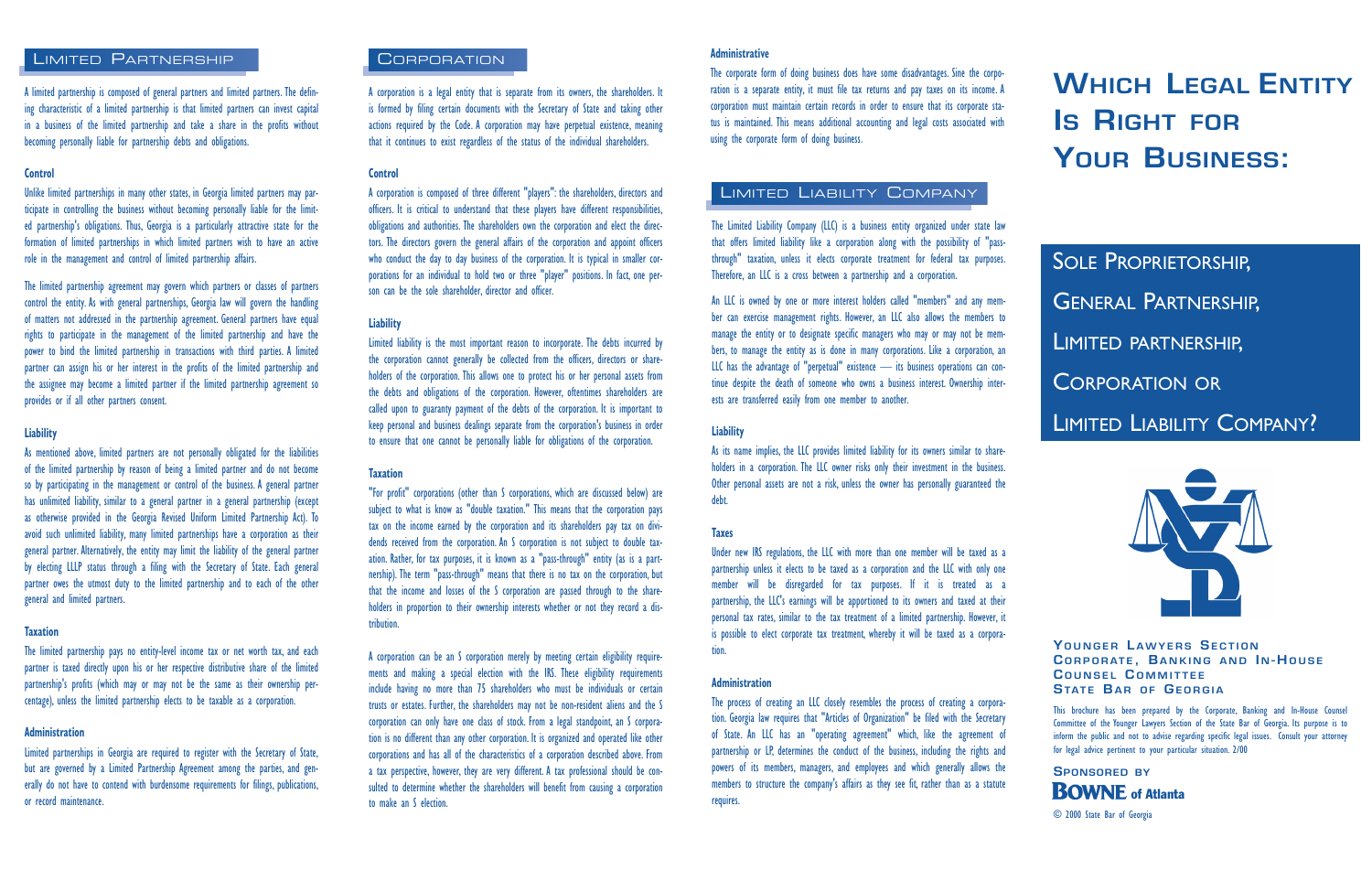## Limited Partnership

A limited partnership is composed of general partners and limited partners. The defining characteristic of a limited partnership is that limited partners can invest capital in a business of the limited partnership and take a share in the profits without becoming personally liable for partnership debts and obligations.

### Control

Unlike limited partnerships in many other states, in Georgia limited partners may participate in controlling the business without becoming personally liable for the limited partnership's obligations. Thus, Georgia is a particularly attractive state for the formation of limited partnerships in which limited partners wish to have an active role in the management and control of limited partnership affairs.

The limited partnership agreement may govern which partners or classes of partners control the entity. As with general partnerships, Georgia law will govern the handling of matters not addressed in the partnership agreement. General partners have equal rights to participate in the management of the limited partnership and have the power to bind the limited partnership in transactions with third parties. A limited partner can assign his or her interest in the profits of the limited partnership and the assignee may become a limited partner if the limited partnership agreement so provides or if all other partners consent.

### Liability

As mentioned above, limited partners are not personally obligated for the liabilities of the limited partnership by reason of being a limited partner and do not become so by participating in the management or control of the business. A general partner has unlimited liability, similar to a general partner in a general partnership (except as otherwise provided in the Georgia Revised Uniform Limited Partnership Act). To avoid such unlimited liability, many limited partnerships have a corporation as their general partner. Alternatively, the entity may limit the liability of the general partner by electing LLLP status through a filing with the Secretary of State. Each general partner owes the utmost duty to the limited partnership and to each of the other general and limited partners.

### Taxation

The limited partnership pays no entity-level income tax or net worth tax, and each partner is taxed directly upon his or her respective distributive share of the limited partnership's profits (which may or may not be the same as their ownership percentage), unless the limited partnership elects to be taxable as a corporation.

### Administration

Limited partnerships in Georgia are required to register with the Secretary of State, but are governed by a Limited Partnership Agreement among the parties, and generally do not have to contend with burdensome requirements for filings, publications, or record maintenance.

## Corporation

A corporation is a legal entity that is separate from its owners, the shareholders. It is formed by filing certain documents with the Secretary of State and taking other actions required by the Code. A corporation may have perpetual existence, meaning that it continues to exist regardless of the status of the individual shareholders.

### Control

A corporation is composed of three different "players": the shareholders, directors and officers. It is critical to understand that these players have different responsibilities, obligations and authorities. The shareholders own the corporation and elect the directors. The directors govern the general affairs of the corporation and appoint officers who conduct the day to day business of the corporation. It is typical in smaller corporations for an individual to hold two or three "player" positions. In fact, one person can be the sole shareholder, director and officer.

### Liability

Limited liability is the most important reason to incorporate. The debts incurred by the corporation cannot generally be collected from the officers, directors or shareholders of the corporation. This allows one to protect his or her personal assets from the debts and obligations of the corporation. However, oftentimes shareholders are called upon to guaranty payment of the debts of the corporation. It is important to keep personal and business dealings separate from the corporation's business in order to ensure that one cannot be personally liable for obligations of the corporation.

### Taxation

"For profit" corporations (other than S corporations, which are discussed below) are subject to what is know as "double taxation." This means that the corporation pays tax on the income earned by the corporation and its shareholders pay tax on dividends received from the corporation. An S corporation is not subject to double taxation. Rather, for tax purposes, it is known as a "pass-through" entity (as is a partnership). The term "pass-through" means that there is no tax on the corporation, but that the income and losses of the S corporation are passed through to the shareholders in proportion to their ownership interests whether or not they record a distribution.

A corporation can be an S corporation merely by meeting certain eligibility requirements and making a special election with the IRS. These eligibility requirements include having no more than 75 shareholders who must be individuals or certain trusts or estates. Further, the shareholders may not be non-resident aliens and the S corporation can only have one class of stock. From a legal standpoint, an S corporation is no different than any other corporation. It is organized and operated like other corporations and has all of the characteristics of a corporation described above. From a tax perspective, however, they are very different. A tax professional should be consulted to determine whether the shareholders will benefit from causing a corporation to make an S election.

### Administrative

The corporate form of doing business does have some disadvantages. Sine the corporation is a separate entity, it must file tax returns and pay taxes on its income. A corporation must maintain certain records in order to ensure that its corporate status is maintained. This means additional accounting and legal costs associated with using the corporate form of doing business.

## Limited Liability Company

The Limited Liability Company (LLC) is a business entity organized under state law that offers limited liability like a corporation along with the possibility of "pass-through" taxation, unless it elects corporate treatment for federal tax purposes. Therefore, an LLC is a cross between a partnership and a corporation.

An LLC is owned by one or more interest holders called "members" and any member can exercise management rights. However, an LLC also allows the members to manage the entity or to designate specific managers who may or may not be members, to manage the entity as is done in many corporations. Like a corporation, an LLC has the advantage of "perpetual" existence — its business operations can continue despite the death of someone who owns a business interest. Ownership interests are transferred easily from one member to another.

### Liability

As its name implies, the LLC provides limited liability for its owners similar to shareholders in a corporation. The LLC owner risks only their investment in the business. Other personal assets are not a risk, unless the owner has personally guaranteed the debt.

### Taxes

Under new IRS regulations, the LLC with more than one member will be taxed as a partnership unless it elects to be taxed as a corporation and the LLC with only one member will be disregarded for tax purposes. If it is treated as a partnership, the LLC's earnings will be apportioned to its owners and taxed at their personal tax rates, similar to the tax treatment of a limited partnership. However, it is possible to elect corporate tax treatment, whereby it will be taxed as a corporation.

### Administration

The process of creating an LLC closely resembles the process of creating a corporation. Georgia law requires that "Articles of Organization" be filed with the Secretary of State. An LLC has an "operating agreement" which, like the agreement of partnership or LP, determines the conduct of the business, including the rights and powers of its members, managers, and employees and which generally allows the members to structure the company's affairs as they see fit, rather than as a statute requires.

# Which Legal Entity Is Right for Your Business:

## Sole Proprietorship, General Partnership, Limited partnership, Corporation or Limited Liability Company?

**Younger Lawyers Section**
**Corporate, Banking and In-House Counsel Committee**
**State Bar of Georgia**

This brochure has been prepared by the Corporate, Banking and In-House Counsel Committee of the Younger Lawyers Section of the State Bar of Georgia. Its purpose is to inform the public and not to advise regarding specific legal issues. Consult your attorney for legal advice pertinent to your particular situation. 2/00

**Sponsored by**
**BOWNE of Atlanta**

© 2000 State Bar of Georgia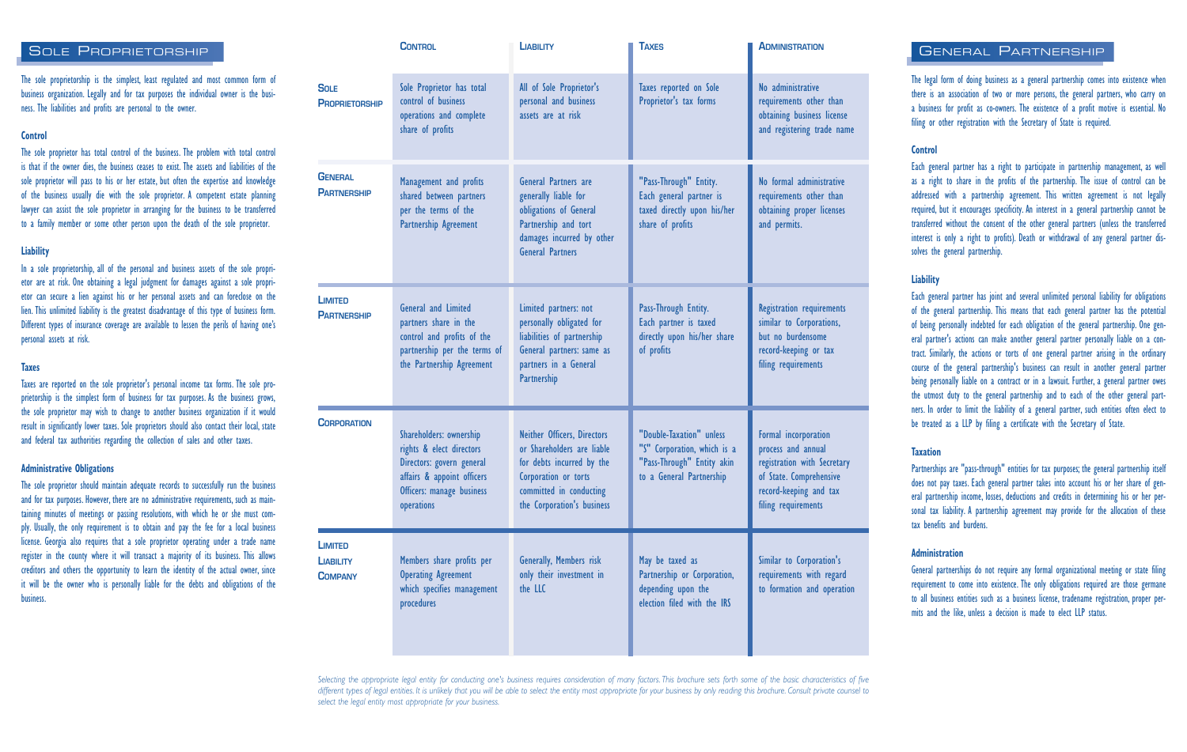## Sole Proprietorship

The sole proprietorship is the simplest, least regulated and most common form of business organization. Legally and for tax purposes the individual owner is the business. The liabilities and profits are personal to the owner.

### Control

The sole proprietor has total control of the business. The problem with total control is that if the owner dies, the business ceases to exist. The assets and liabilities of the sole proprietor will pass to his or her estate, but often the expertise and knowledge of the business usually die with the sole proprietor. A competent estate planning lawyer can assist the sole proprietor in arranging for the business to be transferred to a family member or some other person upon the death of the sole proprietor.

### Liability

In a sole proprietorship, all of the personal and business assets of the sole proprietor are at risk. One obtaining a legal judgment for damages against a sole proprietor can secure a lien against his or her personal assets and can foreclose on the lien. This unlimited liability is the greatest disadvantage of this type of business form. Different types of insurance coverage are available to lessen the perils of having one's personal assets at risk.

### Taxes

Taxes are reported on the sole proprietor's personal income tax forms. The sole proprietorship is the simplest form of business for tax purposes. As the business grows, the sole proprietor may wish to change to another business organization if it would result in significantly lower taxes. Sole proprietors should also contact their local, state and federal tax authorities regarding the collection of sales and other taxes.

### Administrative Obligations

The sole proprietor should maintain adequate records to successfully run the business and for tax purposes. However, there are no administrative requirements, such as maintaining minutes of meetings or passing resolutions, with which he or she must comply. Usually, the only requirement is to obtain and pay the fee for a local business license. Georgia also requires that a sole proprietor operating under a trade name register in the county where it will transact a majority of its business. This allows creditors and others the opportunity to learn the identity of the actual owner, since it will be the owner who is personally liable for the debts and obligations of the business.

| | Control | Liability | Taxes | Administration |
|---|---|---|---|---|
| **Sole Proprietorship** | Sole Proprietor has total control of business operations and complete share of profits | All of Sole Proprietor's personal and business assets are at risk | Taxes reported on Sole Proprietor's tax forms | No administrative requirements other than obtaining business license and registering trade name |
| **General Partnership** | Management and profits shared between partners per the terms of the Partnership Agreement | General Partners are generally liable for obligations of General Partnership and tort damages incurred by other General Partners | "Pass-Through" Entity. Each general partner is taxed directly upon his/her share of profits | No formal administrative requirements other than obtaining proper licenses and permits. |
| **Limited Partnership** | General and Limited partners share in the control and profits of the partnership per the terms of the Partnership Agreement | Limited partners: not personally obligated for liabilities of partnership General partners: same as partners in a General Partnership | Pass-Through Entity. Each partner is taxed directly upon his/her share of profits | Registration requirements similar to Corporations, but no burdensome record-keeping or tax filing requirements |
| **Corporation** | Shareholders: ownership rights & elect directors Directors: govern general affairs & appoint officers Officers: manage business operations | Neither Officers, Directors or Shareholders are liable for debts incurred by the Corporation or torts committed in conducting the Corporation's business | "Double-Taxation" unless "S" Corporation, which is a "Pass-Through" Entity akin to a General Partnership | Formal incorporation process and annual registration with Secretary of State. Comprehensive record-keeping and tax filing requirements |
| **Limited Liability Company** | Members share profits per Operating Agreement which specifies management procedures | Generally, Members risk only their investment in the LLC | May be taxed as Partnership or Corporation, depending upon the election filed with the IRS | Similar to Corporation's requirements with regard to formation and operation |

*Selecting the appropriate legal entity for conducting one's business requires consideration of many factors. This brochure sets forth some of the basic characteristics of five different types of legal entities. It is unlikely that you will be able to select the entity most appropriate for your business by only reading this brochure. Consult private counsel to select the legal entity most appropriate for your business.*

## General Partnership

The legal form of doing business as a general partnership comes into existence when there is an association of two or more persons, the general partners, who carry on a business for profit as co-owners. The existence of a profit motive is essential. No filing or other registration with the Secretary of State is required.

### Control

Each general partner has a right to participate in partnership management, as well as a right to share in the profits of the partnership. The issue of control can be addressed with a partnership agreement. This written agreement is not legally required, but it encourages specificity. An interest in a general partnership cannot be transferred without the consent of the other general partners (unless the transferred interest is only a right to profits). Death or withdrawal of any general partner dissolves the general partnership.

### Liability

Each general partner has joint and several unlimited personal liability for obligations of the general partnership. This means that each general partner has the potential of being personally indebted for each obligation of the general partnership. One general partner's actions can make another general partner personally liable on a contract. Similarly, the actions or torts of one general partner arising in the ordinary course of the general partnership's business can result in another general partner being personally liable on a contract or in a lawsuit. Further, a general partner owes the utmost duty to the general partnership and to each of the other general partners. In order to limit the liability of a general partner, such entities often elect to be treated as a LLP by filing a certificate with the Secretary of State.

### Taxation

Partnerships are "pass-through" entities for tax purposes; the general partnership itself does not pay taxes. Each general partner takes into account his or her share of general partnership income, losses, deductions and credits in determining his or her personal tax liability. A partnership agreement may provide for the allocation of these tax benefits and burdens.

### Administration

General partnerships do not require any formal organizational meeting or state filing requirement to come into existence. The only obligations required are those germane to all business entities such as a business license, tradename registration, proper permits and the like, unless a decision is made to elect LLP status.